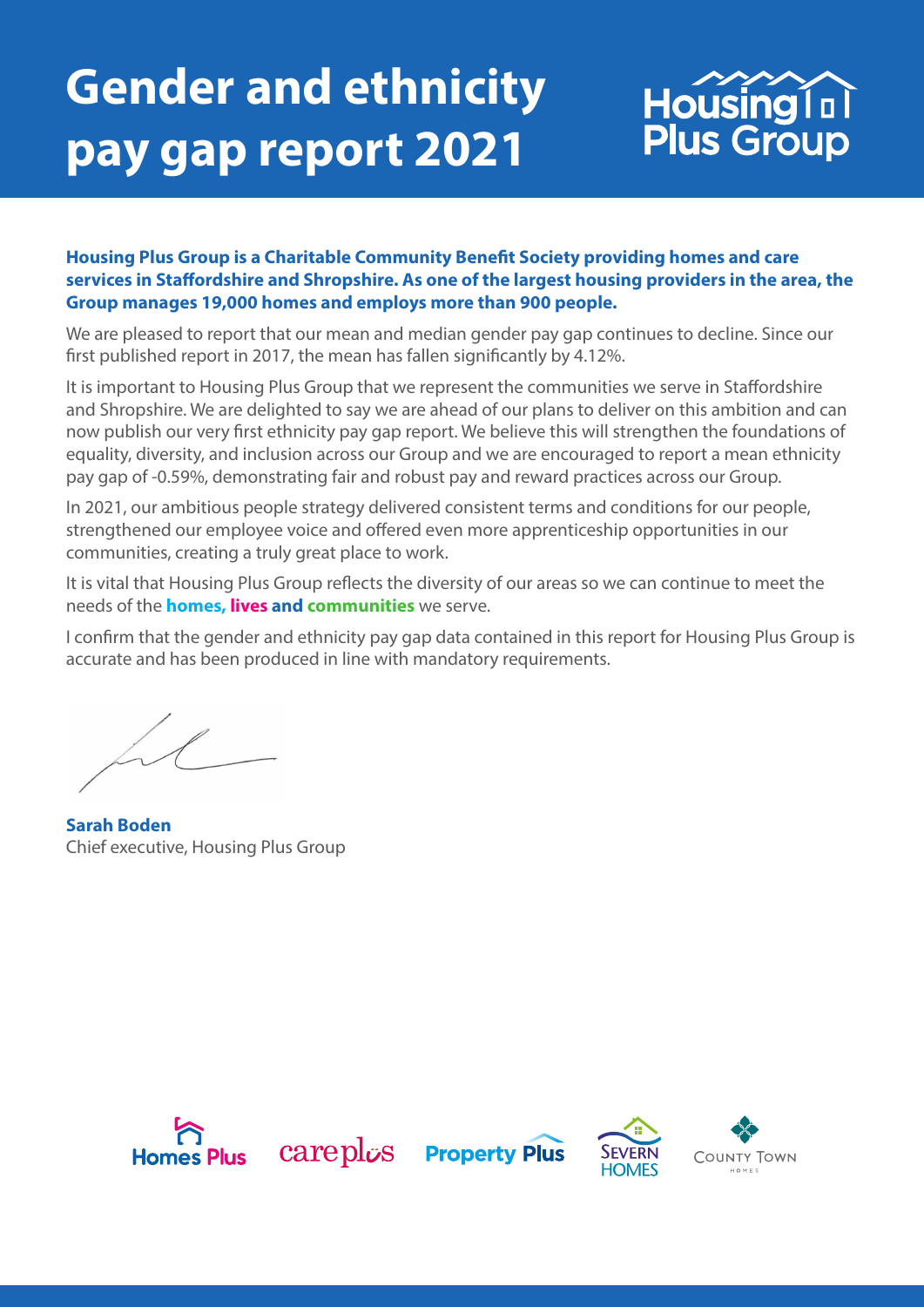# Gender and ethnicity pay gap report 2021

Housing Plus Group

**Housing Plus Group is a Charitable Community Benefit Society providing homes and care services in Staffordshire and Shropshire. As one of the largest housing providers in the area, the Group manages 19,000 homes and employs more than 900 people.**

We are pleased to report that our mean and median gender pay gap continues to decline. Since our first published report in 2017, the mean has fallen significantly by 4.12%.

It is important to Housing Plus Group that we represent the communities we serve in Staffordshire and Shropshire. We are delighted to say we are ahead of our plans to deliver on this ambition and can now publish our very first ethnicity pay gap report. We believe this will strengthen the foundations of equality, diversity, and inclusion across our Group and we are encouraged to report a mean ethnicity pay gap of -0.59%, demonstrating fair and robust pay and reward practices across our Group.

In 2021, our ambitious people strategy delivered consistent terms and conditions for our people, strengthened our employee voice and offered even more apprenticeship opportunities in our communities, creating a truly great place to work.

It is vital that Housing Plus Group reflects the diversity of our areas so we can continue to meet the needs of the **homes, lives and communities** we serve.

I confirm that the gender and ethnicity pay gap data contained in this report for Housing Plus Group is accurate and has been produced in line with mandatory requirements.

**Sarah Boden**
Chief executive, Housing Plus Group

Homes Plus | careplus | Property Plus | Severn Homes | County Town Homes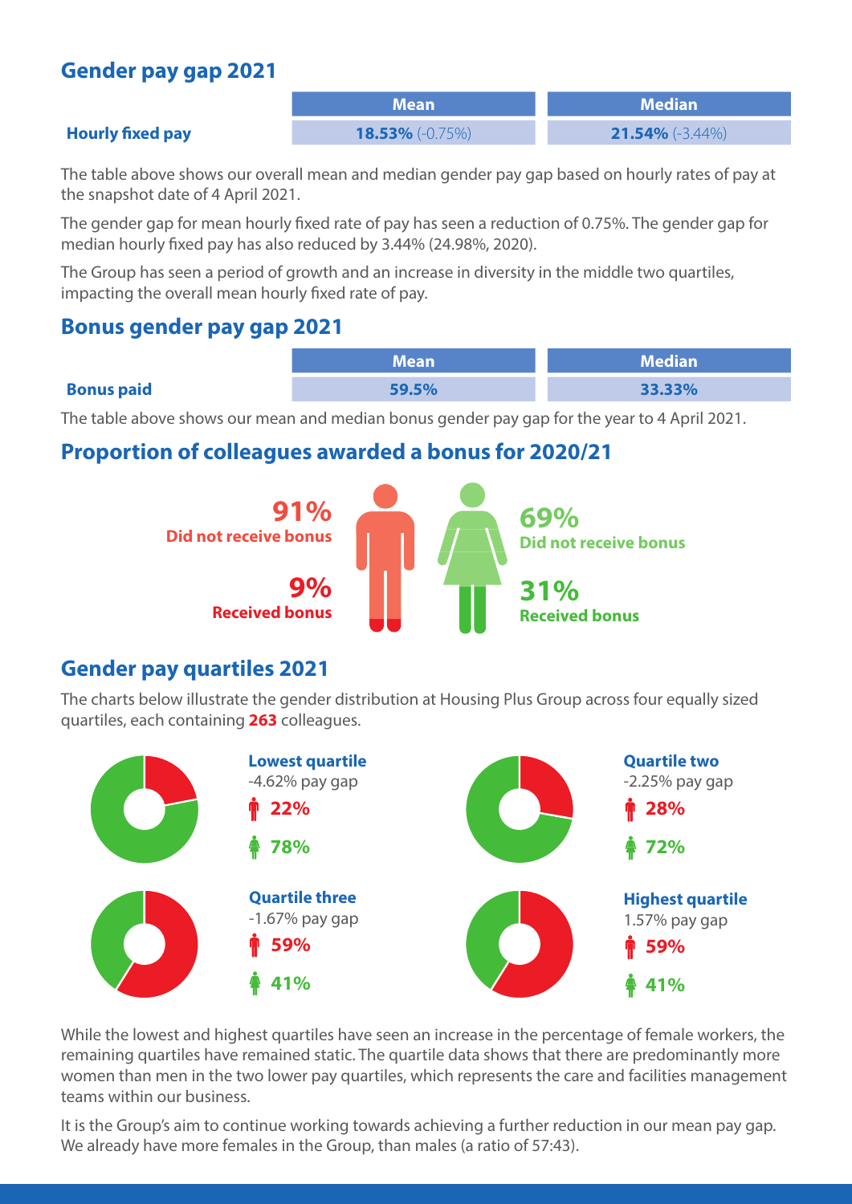## Gender pay gap 2021

| | Mean | Median |
|---|---|---|
| **Hourly fixed pay** | **18.53%** (-0.75%) | **21.54%** (-3.44%) |

The table above shows our overall mean and median gender pay gap based on hourly rates of pay at the snapshot date of 4 April 2021.

The gender gap for mean hourly fixed rate of pay has seen a reduction of 0.75%. The gender gap for median hourly fixed pay has also reduced by 3.44% (24.98%, 2020).

The Group has seen a period of growth and an increase in diversity in the middle two quartiles, impacting the overall mean hourly fixed rate of pay.

## Bonus gender pay gap 2021

| | Mean | Median |
|---|---|---|
| **Bonus paid** | **59.5%** | **33.33%** |

The table above shows our mean and median bonus gender pay gap for the year to 4 April 2021.

## Proportion of colleagues awarded a bonus for 2020/21

**91%** Did not receive bonus

**9%** Received bonus

**69%** Did not receive bonus

**31%** Received bonus

## Gender pay quartiles 2021

The charts below illustrate the gender distribution at Housing Plus Group across four equally sized quartiles, each containing **263** colleagues.

**Lowest quartile**
-4.62% pay gap
**22%**
**78%**

**Quartile two**
-2.25% pay gap
**28%**
**72%**

**Quartile three**
-1.67% pay gap
**59%**
**41%**

**Highest quartile**
1.57% pay gap
**59%**
**41%**

While the lowest and highest quartiles have seen an increase in the percentage of female workers, the remaining quartiles have remained static. The quartile data shows that there are predominantly more women than men in the two lower pay quartiles, which represents the care and facilities management teams within our business.

It is the Group's aim to continue working towards achieving a further reduction in our mean pay gap. We already have more females in the Group, than males (a ratio of 57:43).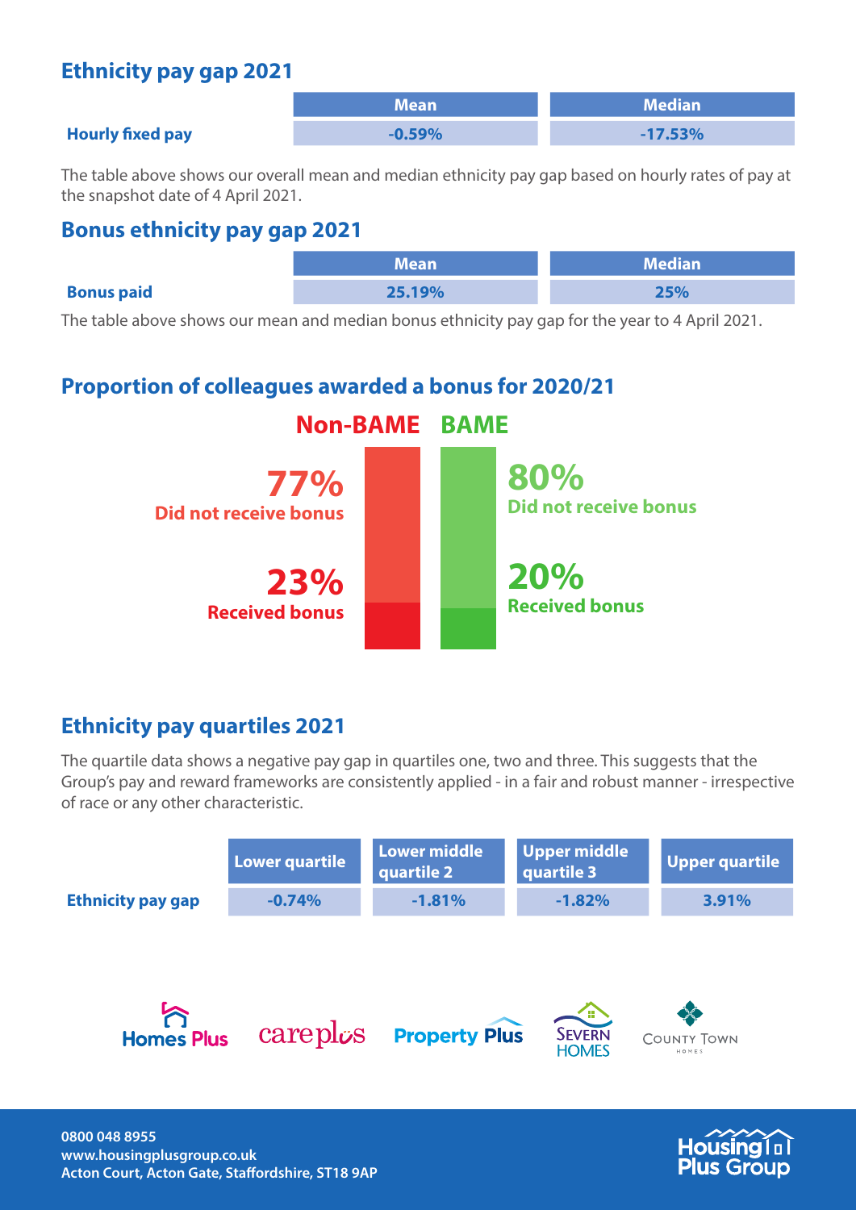## Ethnicity pay gap 2021

| | Mean | Median |
|---|---|---|
| **Hourly fixed pay** | -0.59% | -17.53% |

The table above shows our overall mean and median ethnicity pay gap based on hourly rates of pay at the snapshot date of 4 April 2021.

## Bonus ethnicity pay gap 2021

| | Mean | Median |
|---|---|---|
| **Bonus paid** | 25.19% | 25% |

The table above shows our mean and median bonus ethnicity pay gap for the year to 4 April 2021.

## Proportion of colleagues awarded a bonus for 2020/21

Non-BAME

77%
Did not receive bonus

23%
Received bonus

BAME

80%
Did not receive bonus

20%
Received bonus

## Ethnicity pay quartiles 2021

The quartile data shows a negative pay gap in quartiles one, two and three. This suggests that the Group's pay and reward frameworks are consistently applied - in a fair and robust manner - irrespective of race or any other characteristic.

| | Lower quartile | Lower middle quartile 2 | Upper middle quartile 3 | Upper quartile |
|---|---|---|---|---|
| **Ethnicity pay gap** | -0.74% | -1.81% | -1.82% | 3.91% |

Homes Plus careplus Property Plus Severn Homes County Town Homes

**0800 048 8955**
**www.housingplusgroup.co.uk**
**Acton Court, Acton Gate, Staffordshire, ST18 9AP**

Housing Plus Group